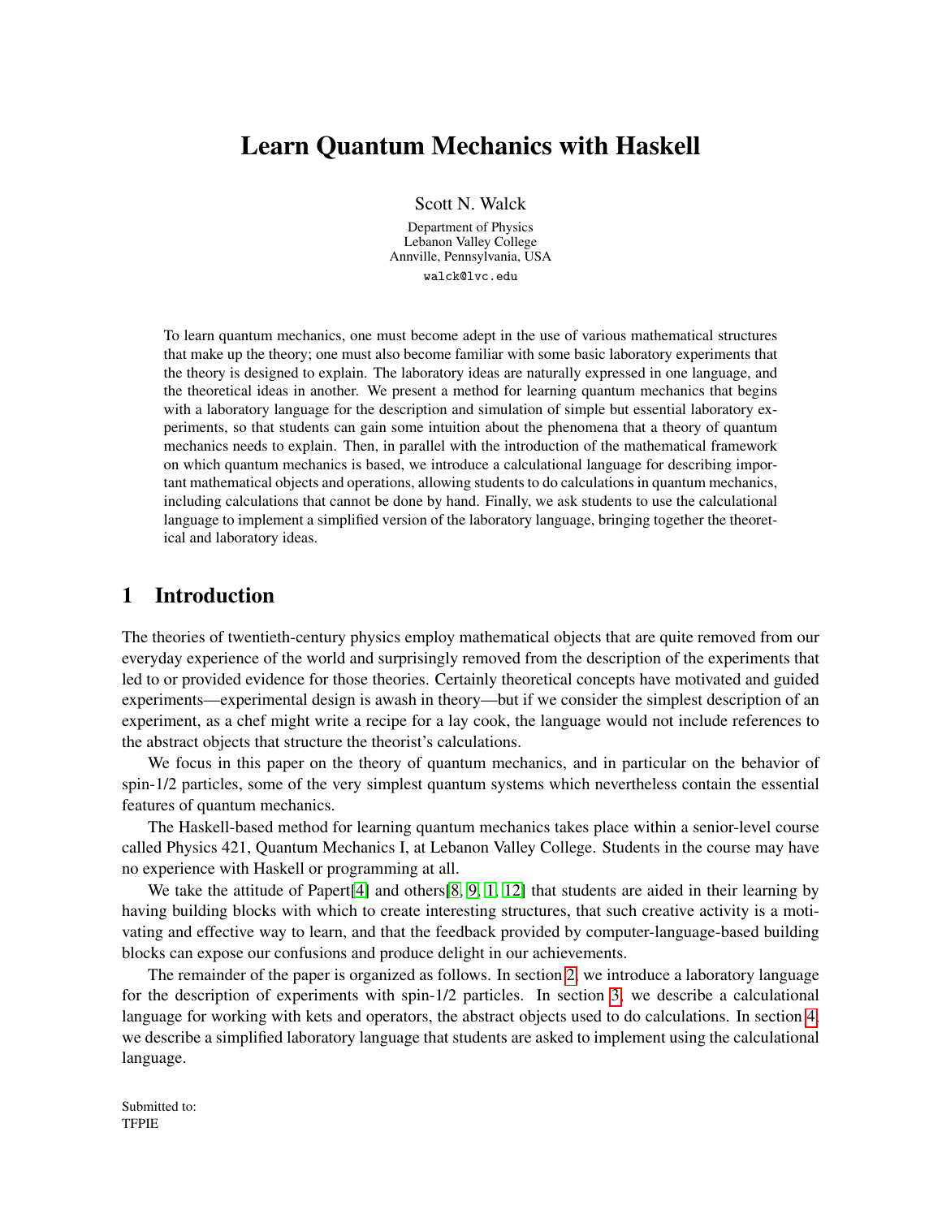# Learn Quantum Mechanics with Haskell

Scott N. Walck

Department of Physics
Lebanon Valley College
Annville, Pennsylvania, USA

walck@lvc.edu

To learn quantum mechanics, one must become adept in the use of various mathematical structures that make up the theory; one must also become familiar with some basic laboratory experiments that the theory is designed to explain. The laboratory ideas are naturally expressed in one language, and the theoretical ideas in another. We present a method for learning quantum mechanics that begins with a laboratory language for the description and simulation of simple but essential laboratory experiments, so that students can gain some intuition about the phenomena that a theory of quantum mechanics needs to explain. Then, in parallel with the introduction of the mathematical framework on which quantum mechanics is based, we introduce a calculational language for describing important mathematical objects and operations, allowing students to do calculations in quantum mechanics, including calculations that cannot be done by hand. Finally, we ask students to use the calculational language to implement a simplified version of the laboratory language, bringing together the theoretical and laboratory ideas.

## 1 Introduction

The theories of twentieth-century physics employ mathematical objects that are quite removed from our everyday experience of the world and surprisingly removed from the description of the experiments that led to or provided evidence for those theories. Certainly theoretical concepts have motivated and guided experiments—experimental design is awash in theory—but if we consider the simplest description of an experiment, as a chef might write a recipe for a lay cook, the language would not include references to the abstract objects that structure the theorist's calculations.

We focus in this paper on the theory of quantum mechanics, and in particular on the behavior of spin-1/2 particles, some of the very simplest quantum systems which nevertheless contain the essential features of quantum mechanics.

The Haskell-based method for learning quantum mechanics takes place within a senior-level course called Physics 421, Quantum Mechanics I, at Lebanon Valley College. Students in the course may have no experience with Haskell or programming at all.

We take the attitude of Papert[4] and others[8, 9, 1, 12] that students are aided in their learning by having building blocks with which to create interesting structures, that such creative activity is a motivating and effective way to learn, and that the feedback provided by computer-language-based building blocks can expose our confusions and produce delight in our achievements.

The remainder of the paper is organized as follows. In section 2, we introduce a laboratory language for the description of experiments with spin-1/2 particles. In section 3, we describe a calculational language for working with kets and operators, the abstract objects used to do calculations. In section 4, we describe a simplified laboratory language that students are asked to implement using the calculational language.

Submitted to:
TFPIE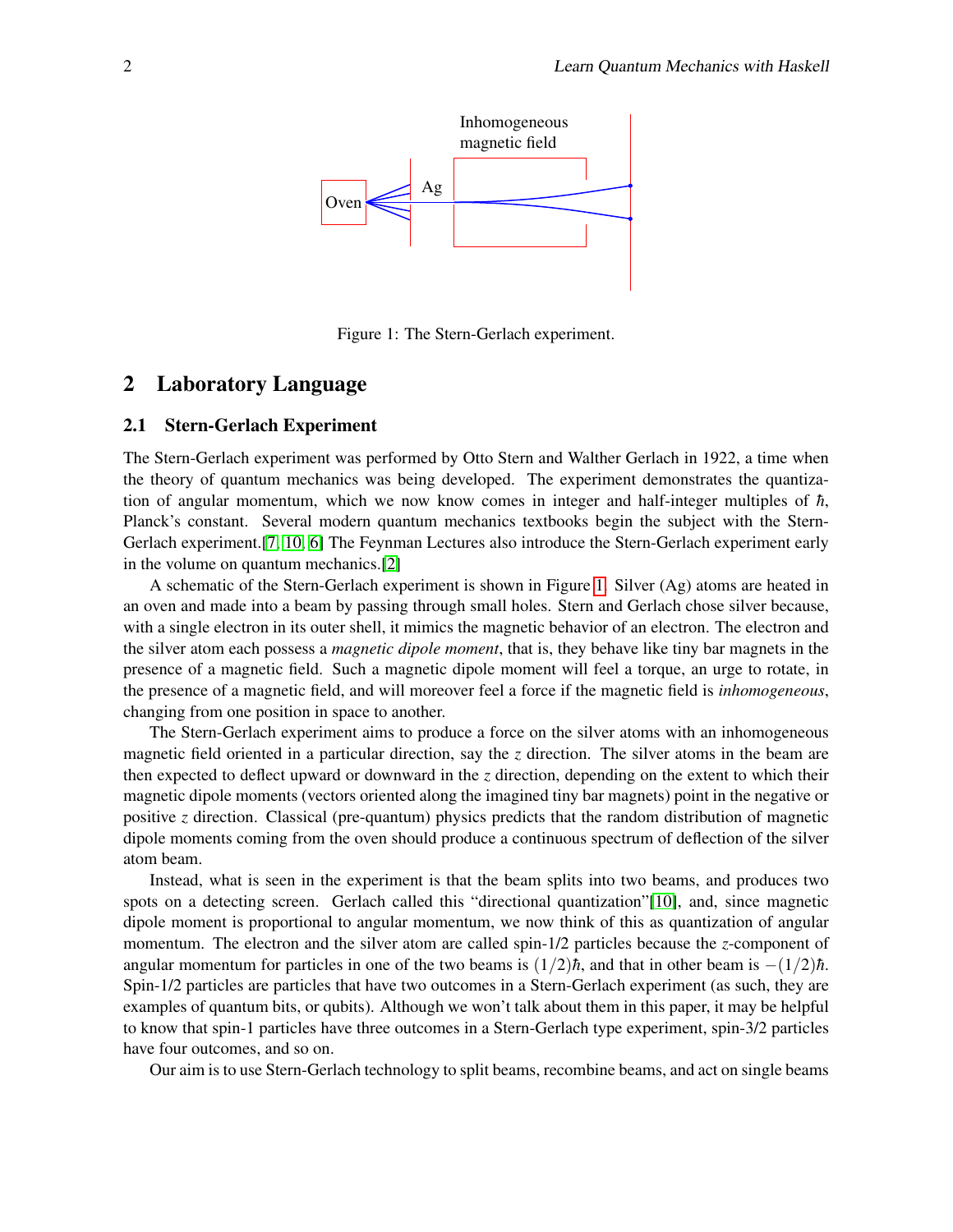Figure 1: The Stern-Gerlach experiment.

## 2 Laboratory Language

### 2.1 Stern-Gerlach Experiment

The Stern-Gerlach experiment was performed by Otto Stern and Walther Gerlach in 1922, a time when the theory of quantum mechanics was being developed. The experiment demonstrates the quantization of angular momentum, which we now know comes in integer and half-integer multiples of $\hbar$, Planck's constant. Several modern quantum mechanics textbooks begin the subject with the Stern-Gerlach experiment.[7, 10, 6] The Feynman Lectures also introduce the Stern-Gerlach experiment early in the volume on quantum mechanics.[2]

A schematic of the Stern-Gerlach experiment is shown in Figure 1. Silver (Ag) atoms are heated in an oven and made into a beam by passing through small holes. Stern and Gerlach chose silver because, with a single electron in its outer shell, it mimics the magnetic behavior of an electron. The electron and the silver atom each possess a *magnetic dipole moment*, that is, they behave like tiny bar magnets in the presence of a magnetic field. Such a magnetic dipole moment will feel a torque, an urge to rotate, in the presence of a magnetic field, and will moreover feel a force if the magnetic field is *inhomogeneous*, changing from one position in space to another.

The Stern-Gerlach experiment aims to produce a force on the silver atoms with an inhomogeneous magnetic field oriented in a particular direction, say the $z$ direction. The silver atoms in the beam are then expected to deflect upward or downward in the $z$ direction, depending on the extent to which their magnetic dipole moments (vectors oriented along the imagined tiny bar magnets) point in the negative or positive $z$ direction. Classical (pre-quantum) physics predicts that the random distribution of magnetic dipole moments coming from the oven should produce a continuous spectrum of deflection of the silver atom beam.

Instead, what is seen in the experiment is that the beam splits into two beams, and produces two spots on a detecting screen. Gerlach called this "directional quantization"[10], and, since magnetic dipole moment is proportional to angular momentum, we now think of this as quantization of angular momentum. The electron and the silver atom are called spin-1/2 particles because the $z$-component of angular momentum for particles in one of the two beams is $(1/2)\hbar$, and that in other beam is $-(1/2)\hbar$. Spin-1/2 particles are particles that have two outcomes in a Stern-Gerlach experiment (as such, they are examples of quantum bits, or qubits). Although we won't talk about them in this paper, it may be helpful to know that spin-1 particles have three outcomes in a Stern-Gerlach type experiment, spin-3/2 particles have four outcomes, and so on.

Our aim is to use Stern-Gerlach technology to split beams, recombine beams, and act on single beams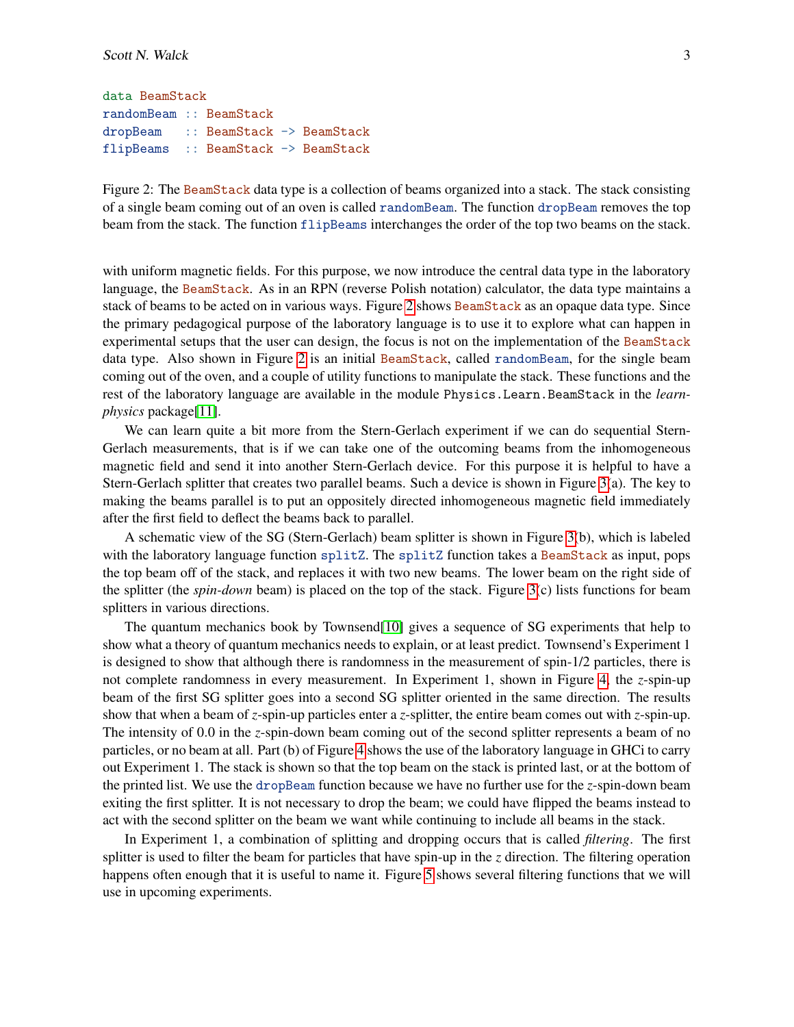```
data BeamStack
randomBeam :: BeamStack
dropBeam   :: BeamStack -> BeamStack
flipBeams  :: BeamStack -> BeamStack
```

Figure 2: The `BeamStack` data type is a collection of beams organized into a stack. The stack consisting of a single beam coming out of an oven is called `randomBeam`. The function `dropBeam` removes the top beam from the stack. The function `flipBeams` interchanges the order of the top two beams on the stack.

with uniform magnetic fields. For this purpose, we now introduce the central data type in the laboratory language, the `BeamStack`. As in an RPN (reverse Polish notation) calculator, the data type maintains a stack of beams to be acted on in various ways. Figure 2 shows `BeamStack` as an opaque data type. Since the primary pedagogical purpose of the laboratory language is to use it to explore what can happen in experimental setups that the user can design, the focus is not on the implementation of the `BeamStack` data type. Also shown in Figure 2 is an initial `BeamStack`, called `randomBeam`, for the single beam coming out of the oven, and a couple of utility functions to manipulate the stack. These functions and the rest of the laboratory language are available in the module `Physics.Learn.BeamStack` in the *learn-physics* package[11].

We can learn quite a bit more from the Stern-Gerlach experiment if we can do sequential Stern-Gerlach measurements, that is if we can take one of the outcoming beams from the inhomogeneous magnetic field and send it into another Stern-Gerlach device. For this purpose it is helpful to have a Stern-Gerlach splitter that creates two parallel beams. Such a device is shown in Figure 3(a). The key to making the beams parallel is to put an oppositely directed inhomogeneous magnetic field immediately after the first field to deflect the beams back to parallel.

A schematic view of the SG (Stern-Gerlach) beam splitter is shown in Figure 3(b), which is labeled with the laboratory language function `splitZ`. The `splitZ` function takes a `BeamStack` as input, pops the top beam off of the stack, and replaces it with two new beams. The lower beam on the right side of the splitter (the *spin-down* beam) is placed on the top of the stack. Figure 3(c) lists functions for beam splitters in various directions.

The quantum mechanics book by Townsend[10] gives a sequence of SG experiments that help to show what a theory of quantum mechanics needs to explain, or at least predict. Townsend's Experiment 1 is designed to show that although there is randomness in the measurement of spin-1/2 particles, there is not complete randomness in every measurement. In Experiment 1, shown in Figure 4, the $z$-spin-up beam of the first SG splitter goes into a second SG splitter oriented in the same direction. The results show that when a beam of $z$-spin-up particles enter a $z$-splitter, the entire beam comes out with $z$-spin-up. The intensity of 0.0 in the $z$-spin-down beam coming out of the second splitter represents a beam of no particles, or no beam at all. Part (b) of Figure 4 shows the use of the laboratory language in GHCi to carry out Experiment 1. The stack is shown so that the top beam on the stack is printed last, or at the bottom of the printed list. We use the `dropBeam` function because we have no further use for the $z$-spin-down beam exiting the first splitter. It is not necessary to drop the beam; we could have flipped the beams instead to act with the second splitter on the beam we want while continuing to include all beams in the stack.

In Experiment 1, a combination of splitting and dropping occurs that is called *filtering*. The first splitter is used to filter the beam for particles that have spin-up in the $z$ direction. The filtering operation happens often enough that it is useful to name it. Figure 5 shows several filtering functions that we will use in upcoming experiments.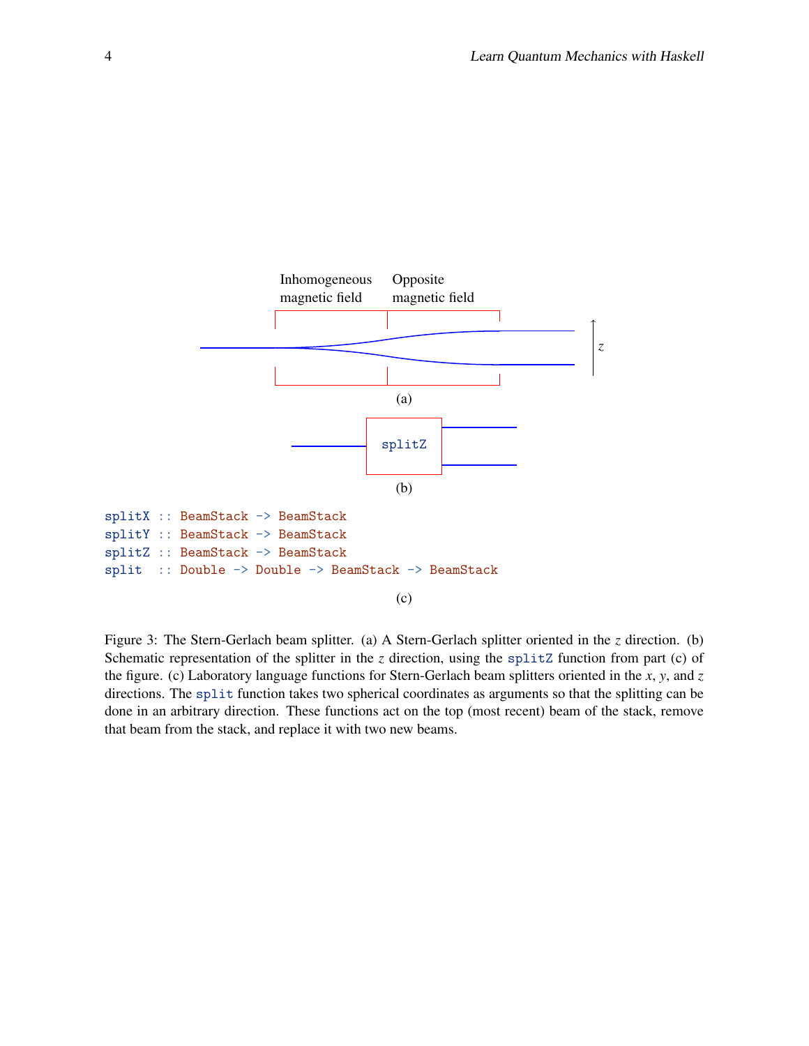Inhomogeneous magnetic field

Opposite magnetic field

$z$

(a)

splitZ

(b)

```
splitX :: BeamStack -> BeamStack
splitY :: BeamStack -> BeamStack
splitZ :: BeamStack -> BeamStack
split  :: Double -> Double -> BeamStack -> BeamStack
```

(c)

Figure 3: The Stern-Gerlach beam splitter. (a) A Stern-Gerlach splitter oriented in the $z$ direction. (b) Schematic representation of the splitter in the $z$ direction, using the `splitZ` function from part (c) of the figure. (c) Laboratory language functions for Stern-Gerlach beam splitters oriented in the $x$, $y$, and $z$ directions. The `split` function takes two spherical coordinates as arguments so that the splitting can be done in an arbitrary direction. These functions act on the top (most recent) beam of the stack, remove that beam from the stack, and replace it with two new beams.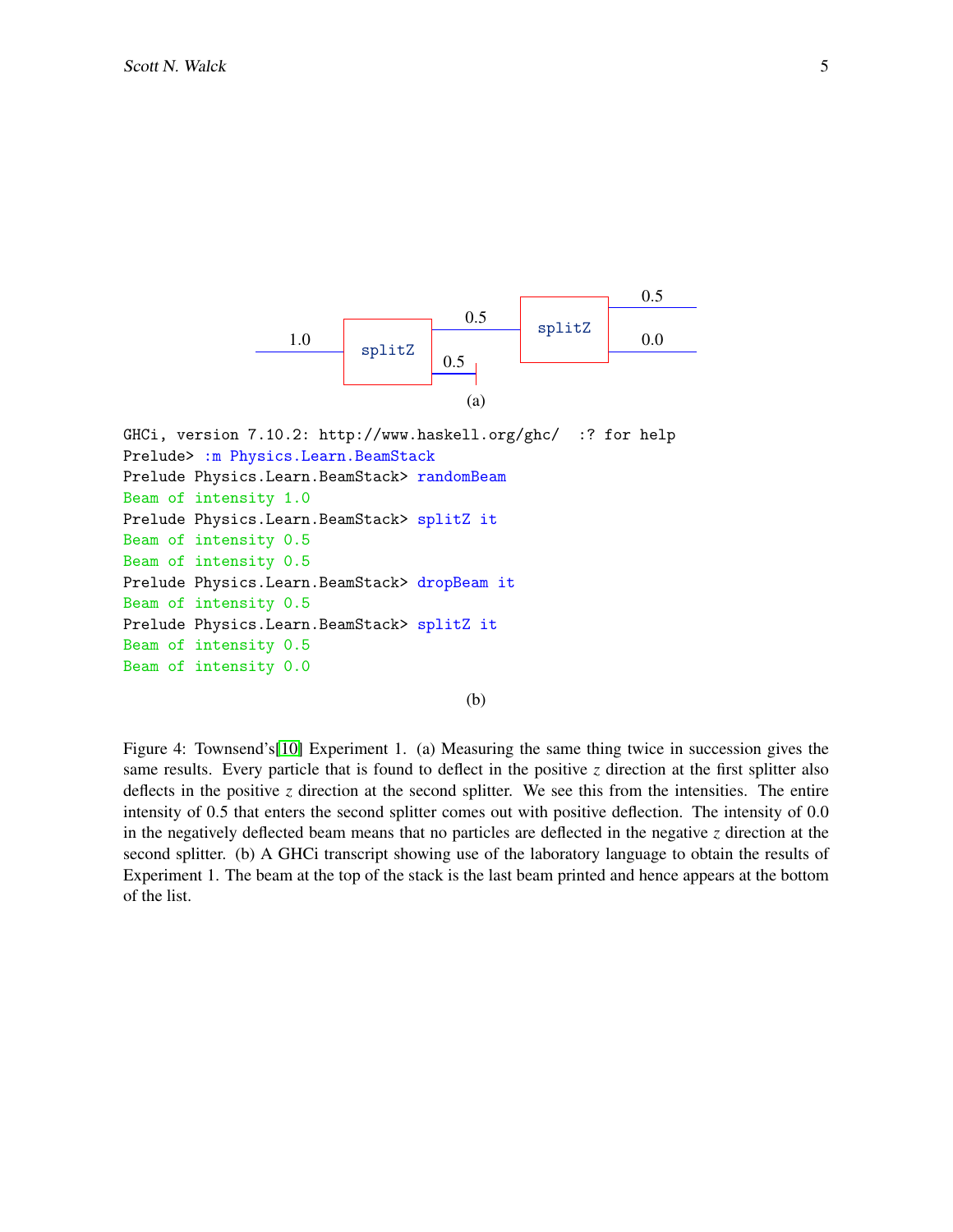```
GHCi, version 7.10.2: http://www.haskell.org/ghc/  :? for help
Prelude> :m Physics.Learn.BeamStack
Prelude Physics.Learn.BeamStack> randomBeam
Beam of intensity 1.0
Prelude Physics.Learn.BeamStack> splitZ it
Beam of intensity 0.5
Beam of intensity 0.5
Prelude Physics.Learn.BeamStack> dropBeam it
Beam of intensity 0.5
Prelude Physics.Learn.BeamStack> splitZ it
Beam of intensity 0.5
Beam of intensity 0.0
```

(b)

Figure 4: Townsend's[10] Experiment 1. (a) Measuring the same thing twice in succession gives the same results. Every particle that is found to deflect in the positive $z$ direction at the first splitter also deflects in the positive $z$ direction at the second splitter. We see this from the intensities. The entire intensity of 0.5 that enters the second splitter comes out with positive deflection. The intensity of 0.0 in the negatively deflected beam means that no particles are deflected in the negative $z$ direction at the second splitter. (b) A GHCi transcript showing use of the laboratory language to obtain the results of Experiment 1. The beam at the top of the stack is the last beam printed and hence appears at the bottom of the list.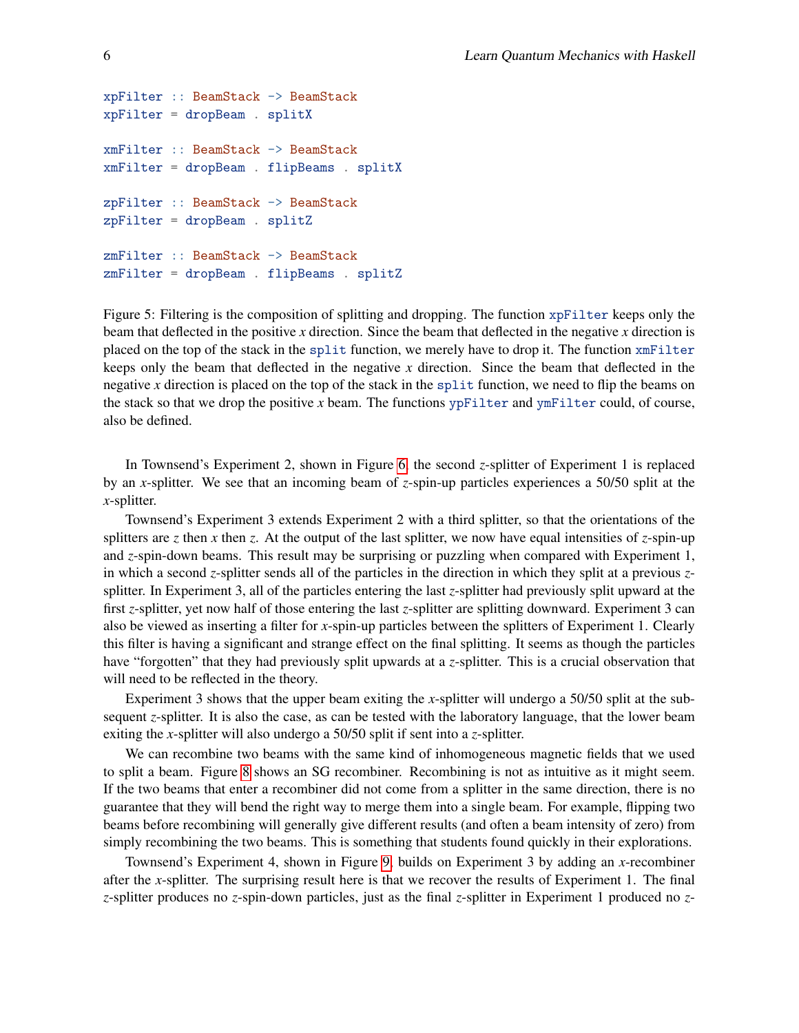```haskell
xpFilter :: BeamStack -> BeamStack
xpFilter = dropBeam . splitX

xmFilter :: BeamStack -> BeamStack
xmFilter = dropBeam . flipBeams . splitX

zpFilter :: BeamStack -> BeamStack
zpFilter = dropBeam . splitZ

zmFilter :: BeamStack -> BeamStack
zmFilter = dropBeam . flipBeams . splitZ
```

Figure 5: Filtering is the composition of splitting and dropping. The function `xpFilter` keeps only the beam that deflected in the positive $x$ direction. Since the beam that deflected in the negative $x$ direction is placed on the top of the stack in the `split` function, we merely have to drop it. The function `xmFilter` keeps only the beam that deflected in the negative $x$ direction. Since the beam that deflected in the negative $x$ direction is placed on the top of the stack in the `split` function, we need to flip the beams on the stack so that we drop the positive $x$ beam. The functions `ypFilter` and `ymFilter` could, of course, also be defined.

In Townsend's Experiment 2, shown in Figure 6, the second $z$-splitter of Experiment 1 is replaced by an $x$-splitter. We see that an incoming beam of $z$-spin-up particles experiences a 50/50 split at the $x$-splitter.

Townsend's Experiment 3 extends Experiment 2 with a third splitter, so that the orientations of the splitters are $z$ then $x$ then $z$. At the output of the last splitter, we now have equal intensities of $z$-spin-up and $z$-spin-down beams. This result may be surprising or puzzling when compared with Experiment 1, in which a second $z$-splitter sends all of the particles in the direction in which they split at a previous $z$-splitter. In Experiment 3, all of the particles entering the last $z$-splitter had previously split upward at the first $z$-splitter, yet now half of those entering the last $z$-splitter are splitting downward. Experiment 3 can also be viewed as inserting a filter for $x$-spin-up particles between the splitters of Experiment 1. Clearly this filter is having a significant and strange effect on the final splitting. It seems as though the particles have "forgotten" that they had previously split upwards at a $z$-splitter. This is a crucial observation that will need to be reflected in the theory.

Experiment 3 shows that the upper beam exiting the $x$-splitter will undergo a 50/50 split at the subsequent $z$-splitter. It is also the case, as can be tested with the laboratory language, that the lower beam exiting the $x$-splitter will also undergo a 50/50 split if sent into a $z$-splitter.

We can recombine two beams with the same kind of inhomogeneous magnetic fields that we used to split a beam. Figure 8 shows an SG recombiner. Recombining is not as intuitive as it might seem. If the two beams that enter a recombiner did not come from a splitter in the same direction, there is no guarantee that they will bend the right way to merge them into a single beam. For example, flipping two beams before recombining will generally give different results (and often a beam intensity of zero) from simply recombining the two beams. This is something that students found quickly in their explorations.

Townsend's Experiment 4, shown in Figure 9, builds on Experiment 3 by adding an $x$-recombiner after the $x$-splitter. The surprising result here is that we recover the results of Experiment 1. The final $z$-splitter produces no $z$-spin-down particles, just as the final $z$-splitter in Experiment 1 produced no $z$-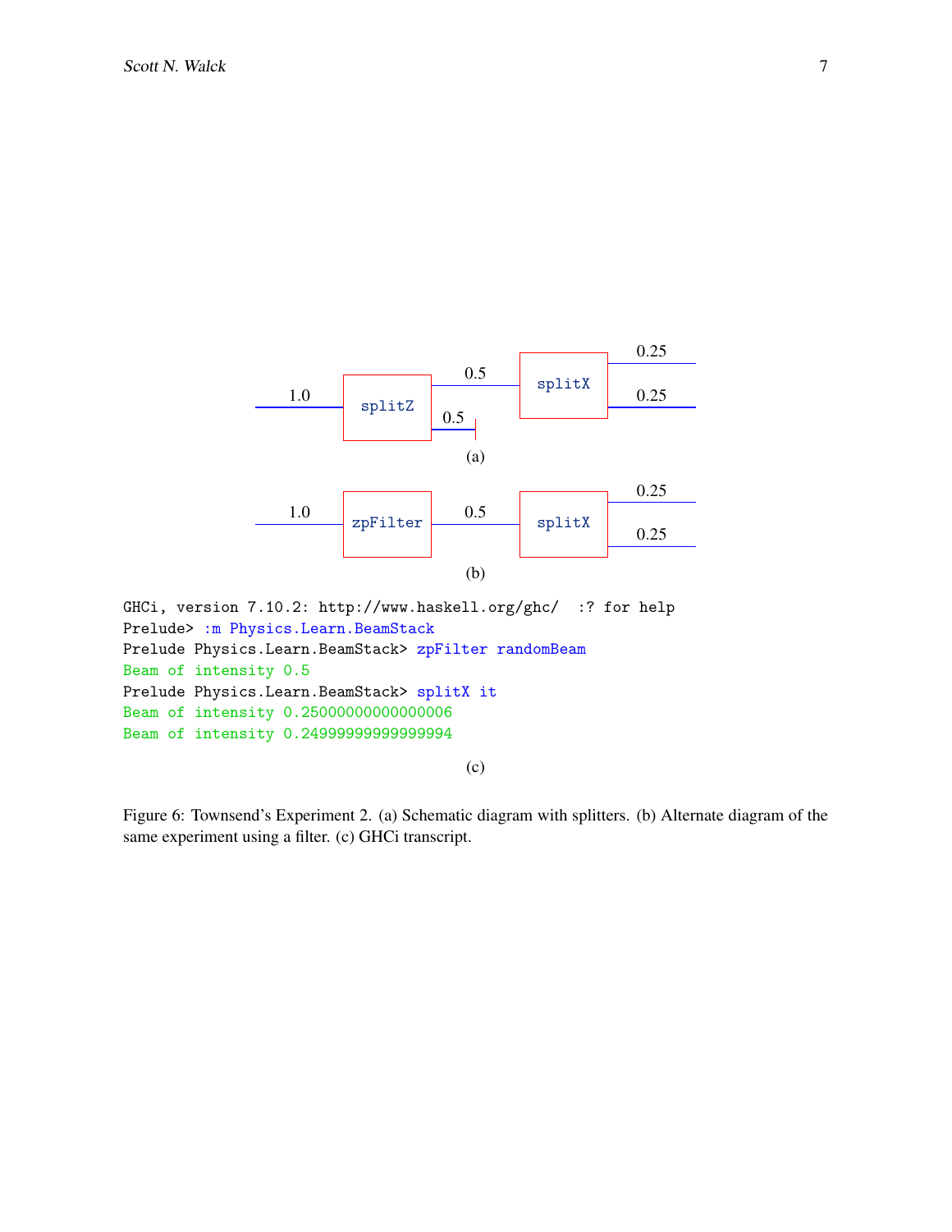```
GHCi, version 7.10.2: http://www.haskell.org/ghc/  :? for help
Prelude> :m Physics.Learn.BeamStack
Prelude Physics.Learn.BeamStack> zpFilter randomBeam
Beam of intensity 0.5
Prelude Physics.Learn.BeamStack> splitX it
Beam of intensity 0.25000000000000006
Beam of intensity 0.24999999999999994
```

(c)

Figure 6: Townsend's Experiment 2. (a) Schematic diagram with splitters. (b) Alternate diagram of the same experiment using a filter. (c) GHCi transcript.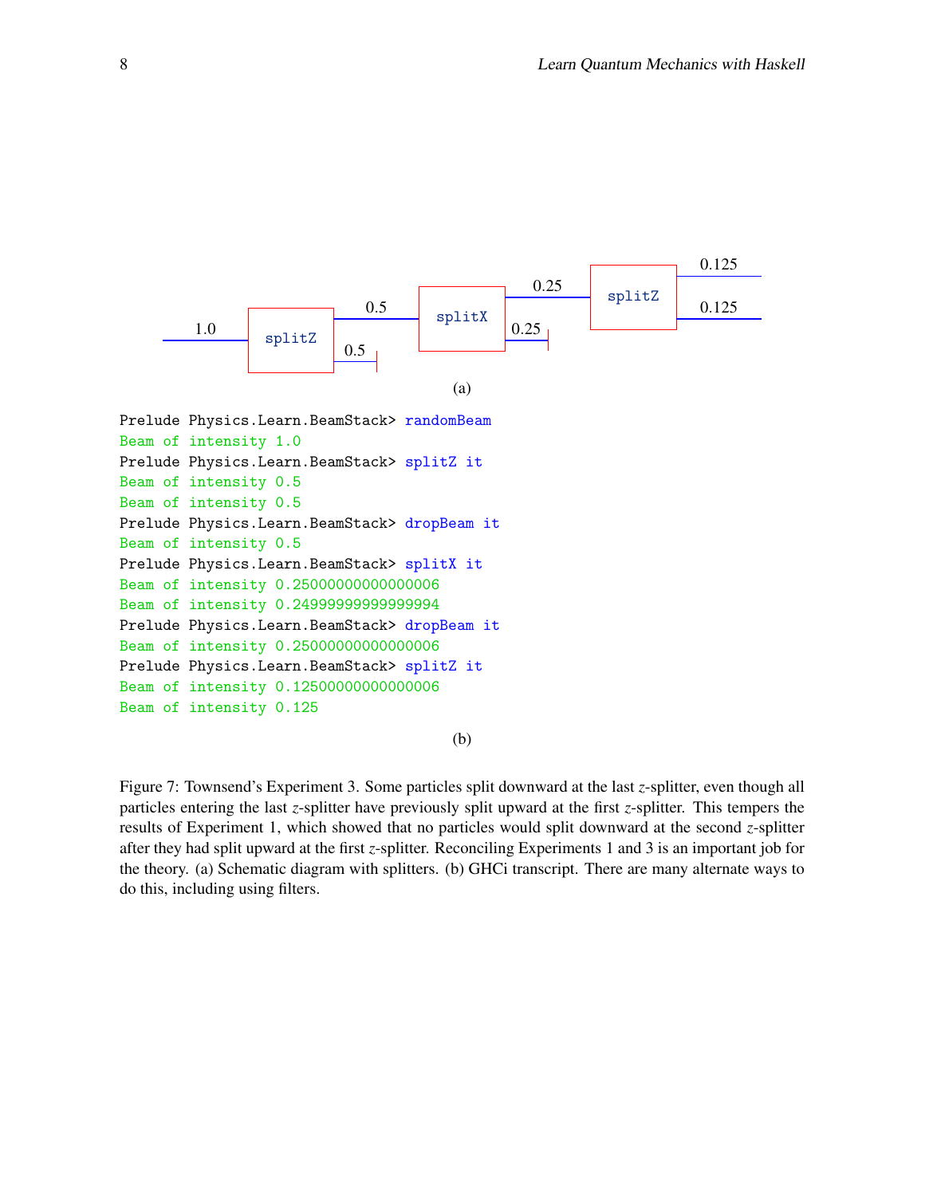(a)

```
Prelude Physics.Learn.BeamStack> randomBeam
Beam of intensity 1.0
Prelude Physics.Learn.BeamStack> splitZ it
Beam of intensity 0.5
Beam of intensity 0.5
Prelude Physics.Learn.BeamStack> dropBeam it
Beam of intensity 0.5
Prelude Physics.Learn.BeamStack> splitX it
Beam of intensity 0.25000000000000006
Beam of intensity 0.24999999999999994
Prelude Physics.Learn.BeamStack> dropBeam it
Beam of intensity 0.25000000000000006
Prelude Physics.Learn.BeamStack> splitZ it
Beam of intensity 0.12500000000000006
Beam of intensity 0.125
```

(b)

Figure 7: Townsend's Experiment 3. Some particles split downward at the last $z$-splitter, even though all particles entering the last $z$-splitter have previously split upward at the first $z$-splitter. This tempers the results of Experiment 1, which showed that no particles would split downward at the second $z$-splitter after they had split upward at the first $z$-splitter. Reconciling Experiments 1 and 3 is an important job for the theory. (a) Schematic diagram with splitters. (b) GHCi transcript. There are many alternate ways to do this, including using filters.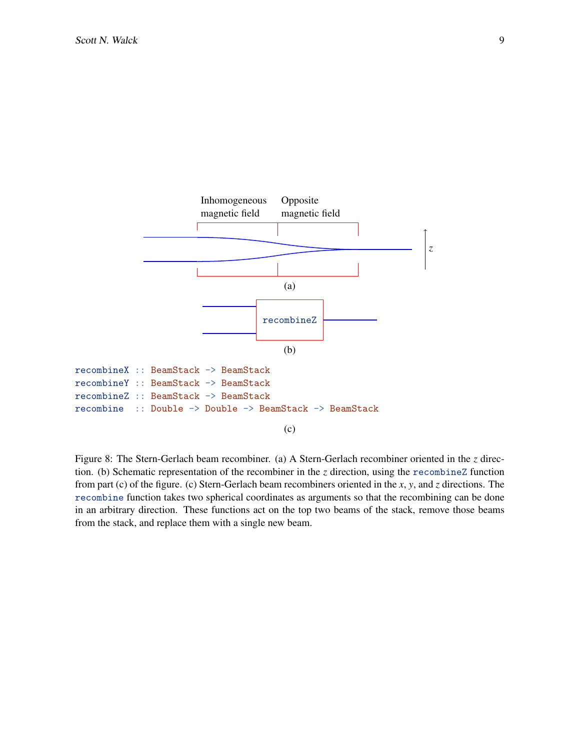Inhomogeneous magnetic field

Opposite magnetic field

$z$

(a)

recombineZ

(b)

```
recombineX :: BeamStack -> BeamStack
recombineY :: BeamStack -> BeamStack
recombineZ :: BeamStack -> BeamStack
recombine  :: Double -> Double -> BeamStack -> BeamStack
```

(c)

Figure 8: The Stern-Gerlach beam recombiner. (a) A Stern-Gerlach recombiner oriented in the $z$ direction. (b) Schematic representation of the recombiner in the $z$ direction, using the `recombineZ` function from part (c) of the figure. (c) Stern-Gerlach beam recombiners oriented in the $x$, $y$, and $z$ directions. The `recombine` function takes two spherical coordinates as arguments so that the recombining can be done in an arbitrary direction. These functions act on the top two beams of the stack, remove those beams from the stack, and replace them with a single new beam.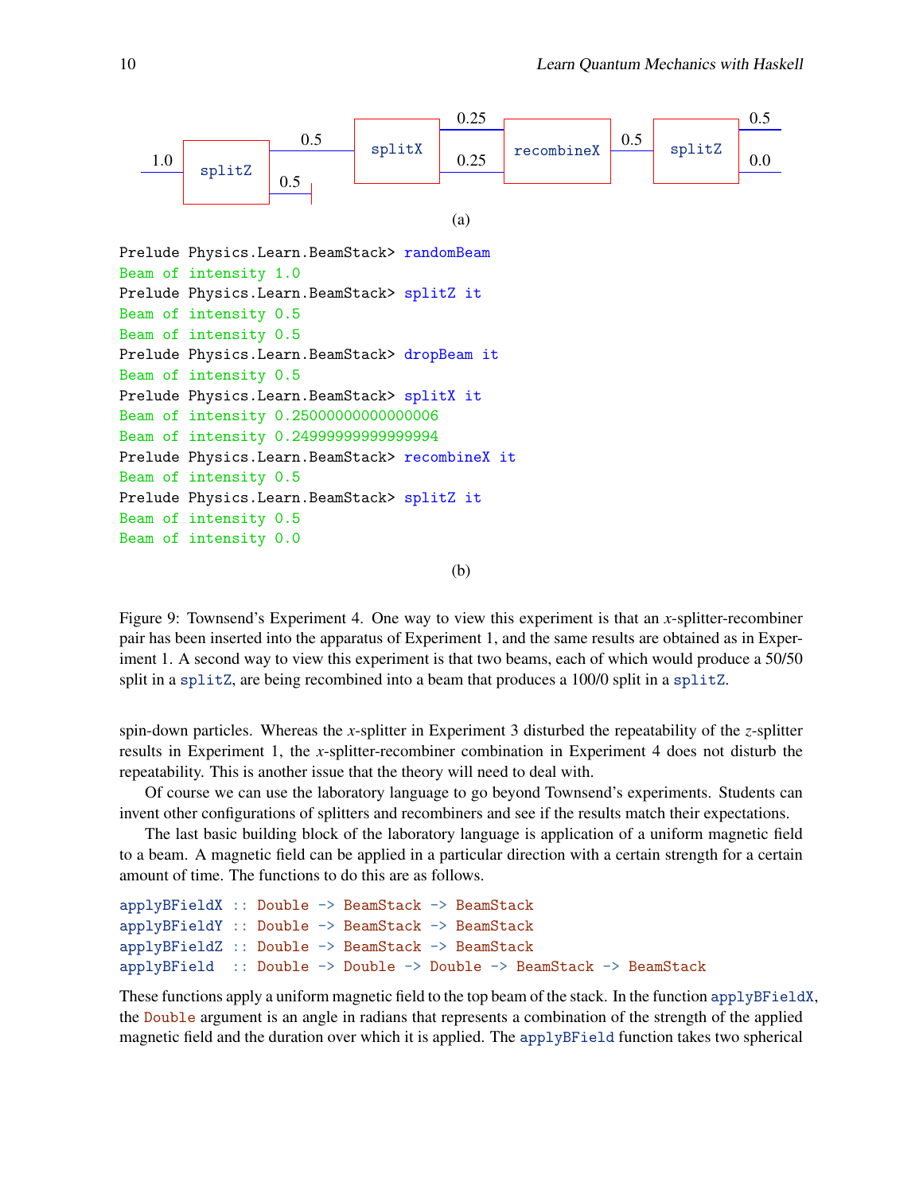splitZ → 1.0 in; 0.5, 0.5 (one blocked) → splitX → 0.25, 0.25 → recombineX → 0.5 → splitZ → 0.5, 0.0

(a)

```
Prelude Physics.Learn.BeamStack> randomBeam
Beam of intensity 1.0
Prelude Physics.Learn.BeamStack> splitZ it
Beam of intensity 0.5
Beam of intensity 0.5
Prelude Physics.Learn.BeamStack> dropBeam it
Beam of intensity 0.5
Prelude Physics.Learn.BeamStack> splitX it
Beam of intensity 0.25000000000000006
Beam of intensity 0.24999999999999994
Prelude Physics.Learn.BeamStack> recombineX it
Beam of intensity 0.5
Prelude Physics.Learn.BeamStack> splitZ it
Beam of intensity 0.5
Beam of intensity 0.0
```

(b)

Figure 9: Townsend's Experiment 4. One way to view this experiment is that an $x$-splitter-recombiner pair has been inserted into the apparatus of Experiment 1, and the same results are obtained as in Experiment 1. A second way to view this experiment is that two beams, each of which would produce a 50/50 split in a `splitZ`, are being recombined into a beam that produces a 100/0 split in a `splitZ`.

spin-down particles. Whereas the $x$-splitter in Experiment 3 disturbed the repeatability of the $z$-splitter results in Experiment 1, the $x$-splitter-recombiner combination in Experiment 4 does not disturb the repeatability. This is another issue that the theory will need to deal with.

Of course we can use the laboratory language to go beyond Townsend's experiments. Students can invent other configurations of splitters and recombiners and see if the results match their expectations.

The last basic building block of the laboratory language is application of a uniform magnetic field to a beam. A magnetic field can be applied in a particular direction with a certain strength for a certain amount of time. The functions to do this are as follows.

```
applyBFieldX :: Double -> BeamStack -> BeamStack
applyBFieldY :: Double -> BeamStack -> BeamStack
applyBFieldZ :: Double -> BeamStack -> BeamStack
applyBField  :: Double -> Double -> Double -> BeamStack -> BeamStack
```

These functions apply a uniform magnetic field to the top beam of the stack. In the function `applyBFieldX`, the `Double` argument is an angle in radians that represents a combination of the strength of the applied magnetic field and the duration over which it is applied. The `applyBField` function takes two spherical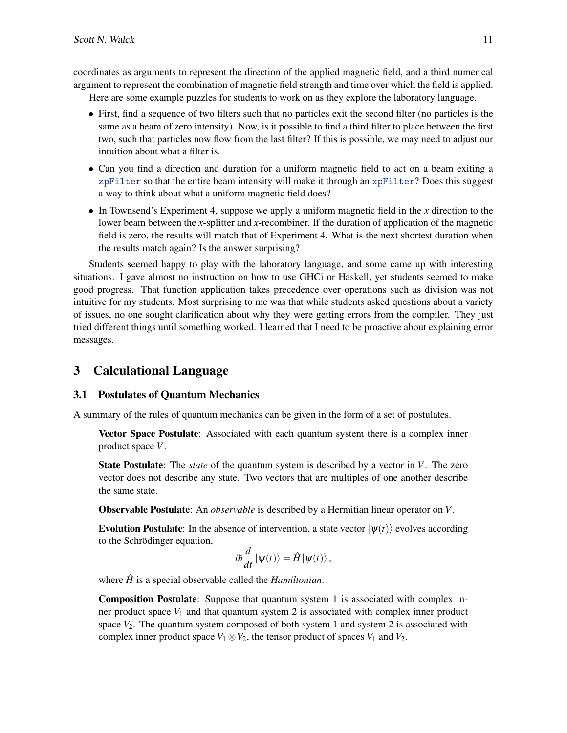coordinates as arguments to represent the direction of the applied magnetic field, and a third numerical argument to represent the combination of magnetic field strength and time over which the field is applied.

Here are some example puzzles for students to work on as they explore the laboratory language.

- First, find a sequence of two filters such that no particles exit the second filter (no particles is the same as a beam of zero intensity). Now, is it possible to find a third filter to place between the first two, such that particles now flow from the last filter? If this is possible, we may need to adjust our intuition about what a filter is.
- Can you find a direction and duration for a uniform magnetic field to act on a beam exiting a `zpFilter` so that the entire beam intensity will make it through an `xpFilter`? Does this suggest a way to think about what a uniform magnetic field does?
- In Townsend's Experiment 4, suppose we apply a uniform magnetic field in the $x$ direction to the lower beam between the $x$-splitter and $x$-recombiner. If the duration of application of the magnetic field is zero, the results will match that of Experiment 4. What is the next shortest duration when the results match again? Is the answer surprising?

Students seemed happy to play with the laboratory language, and some came up with interesting situations. I gave almost no instruction on how to use GHCi or Haskell, yet students seemed to make good progress. That function application takes precedence over operations such as division was not intuitive for my students. Most surprising to me was that while students asked questions about a variety of issues, no one sought clarification about why they were getting errors from the compiler. They just tried different things until something worked. I learned that I need to be proactive about explaining error messages.

## 3 Calculational Language

### 3.1 Postulates of Quantum Mechanics

A summary of the rules of quantum mechanics can be given in the form of a set of postulates.

> **Vector Space Postulate**: Associated with each quantum system there is a complex inner product space $V$.
>
> **State Postulate**: The *state* of the quantum system is described by a vector in $V$. The zero vector does not describe any state. Two vectors that are multiples of one another describe the same state.
>
> **Observable Postulate**: An *observable* is described by a Hermitian linear operator on $V$.
>
> **Evolution Postulate**: In the absence of intervention, a state vector $|\psi(t)\rangle$ evolves according to the Schrödinger equation,
>
> $$i\hbar \frac{d}{dt}|\psi(t)\rangle = \hat{H}|\psi(t)\rangle,$$
>
> where $\hat{H}$ is a special observable called the *Hamiltonian*.
>
> **Composition Postulate**: Suppose that quantum system 1 is associated with complex inner product space $V_1$ and that quantum system 2 is associated with complex inner product space $V_2$. The quantum system composed of both system 1 and system 2 is associated with complex inner product space $V_1 \otimes V_2$, the tensor product of spaces $V_1$ and $V_2$.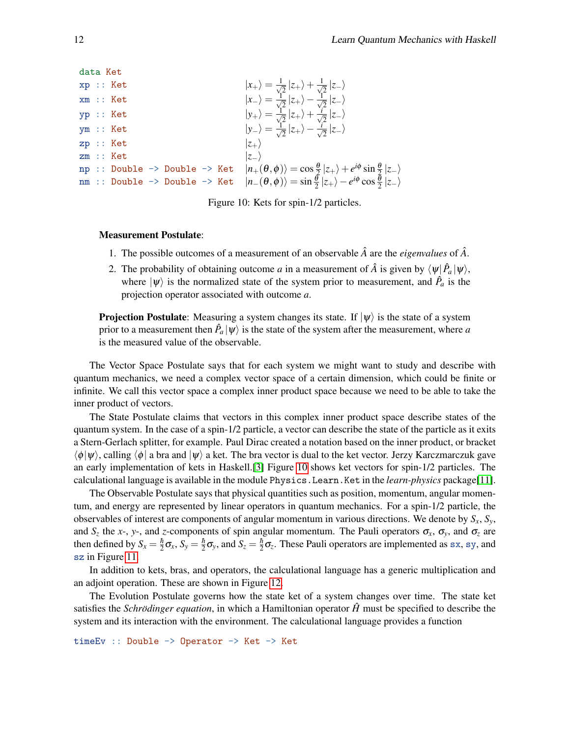```haskell
data Ket
xp :: Ket
xm :: Ket
yp :: Ket
ym :: Ket
zp :: Ket
zm :: Ket
np :: Double -> Double -> Ket
nm :: Double -> Double -> Ket
```

$$|x_+\rangle = \frac{1}{\sqrt{2}}|z_+\rangle + \frac{1}{\sqrt{2}}|z_-\rangle$$
$$|x_-\rangle = \frac{1}{\sqrt{2}}|z_+\rangle - \frac{1}{\sqrt{2}}|z_-\rangle$$
$$|y_+\rangle = \frac{1}{\sqrt{2}}|z_+\rangle + \frac{i}{\sqrt{2}}|z_-\rangle$$
$$|y_-\rangle = \frac{1}{\sqrt{2}}|z_+\rangle - \frac{i}{\sqrt{2}}|z_-\rangle$$
$$|z_+\rangle$$
$$|z_-\rangle$$
$$|n_+(\theta,\phi)\rangle = \cos\frac{\theta}{2}|z_+\rangle + e^{i\phi}\sin\frac{\theta}{2}|z_-\rangle$$
$$|n_-(\theta,\phi)\rangle = \sin\frac{\theta}{2}|z_+\rangle - e^{i\phi}\cos\frac{\theta}{2}|z_-\rangle$$

Figure 10: Kets for spin-1/2 particles.

**Measurement Postulate**:

1. The possible outcomes of a measurement of an observable $\hat{A}$ are the *eigenvalues* of $\hat{A}$.
2. The probability of obtaining outcome $a$ in a measurement of $\hat{A}$ is given by $\langle\psi|\hat{P}_a|\psi\rangle$, where $|\psi\rangle$ is the normalized state of the system prior to measurement, and $\hat{P}_a$ is the projection operator associated with outcome $a$.

**Projection Postulate**: Measuring a system changes its state. If $|\psi\rangle$ is the state of a system prior to a measurement then $\hat{P}_a|\psi\rangle$ is the state of the system after the measurement, where $a$ is the measured value of the observable.

The Vector Space Postulate says that for each system we might want to study and describe with quantum mechanics, we need a complex vector space of a certain dimension, which could be finite or infinite. We call this vector space a complex inner product space because we need to be able to take the inner product of vectors.

The State Postulate claims that vectors in this complex inner product space describe states of the quantum system. In the case of a spin-1/2 particle, a vector can describe the state of the particle as it exits a Stern-Gerlach splitter, for example. Paul Dirac created a notation based on the inner product, or bracket $\langle\phi|\psi\rangle$, calling $\langle\phi|$ a bra and $|\psi\rangle$ a ket. The bra vector is dual to the ket vector. Jerzy Karczmarczuk gave an early implementation of kets in Haskell.[3] Figure 10 shows ket vectors for spin-1/2 particles. The calculational language is available in the module `Physics.Learn.Ket` in the *learn-physics* package[11].

The Observable Postulate says that physical quantities such as position, momentum, angular momentum, and energy are represented by linear operators in quantum mechanics. For a spin-1/2 particle, the observables of interest are components of angular momentum in various directions. We denote by $S_x$, $S_y$, and $S_z$ the $x$-, $y$-, and $z$-components of spin angular momentum. The Pauli operators $\sigma_x$, $\sigma_y$, and $\sigma_z$ are then defined by $S_x = \frac{\hbar}{2}\sigma_x$, $S_y = \frac{\hbar}{2}\sigma_y$, and $S_z = \frac{\hbar}{2}\sigma_z$. These Pauli operators are implemented as `sx`, `sy`, and `sz` in Figure 11.

In addition to kets, bras, and operators, the calculational language has a generic multiplication and an adjoint operation. These are shown in Figure 12.

The Evolution Postulate governs how the state ket of a system changes over time. The state ket satisfies the *Schrödinger equation*, in which a Hamiltonian operator $\hat{H}$ must be specified to describe the system and its interaction with the environment. The calculational language provides a function

```haskell
timeEv :: Double -> Operator -> Ket -> Ket
```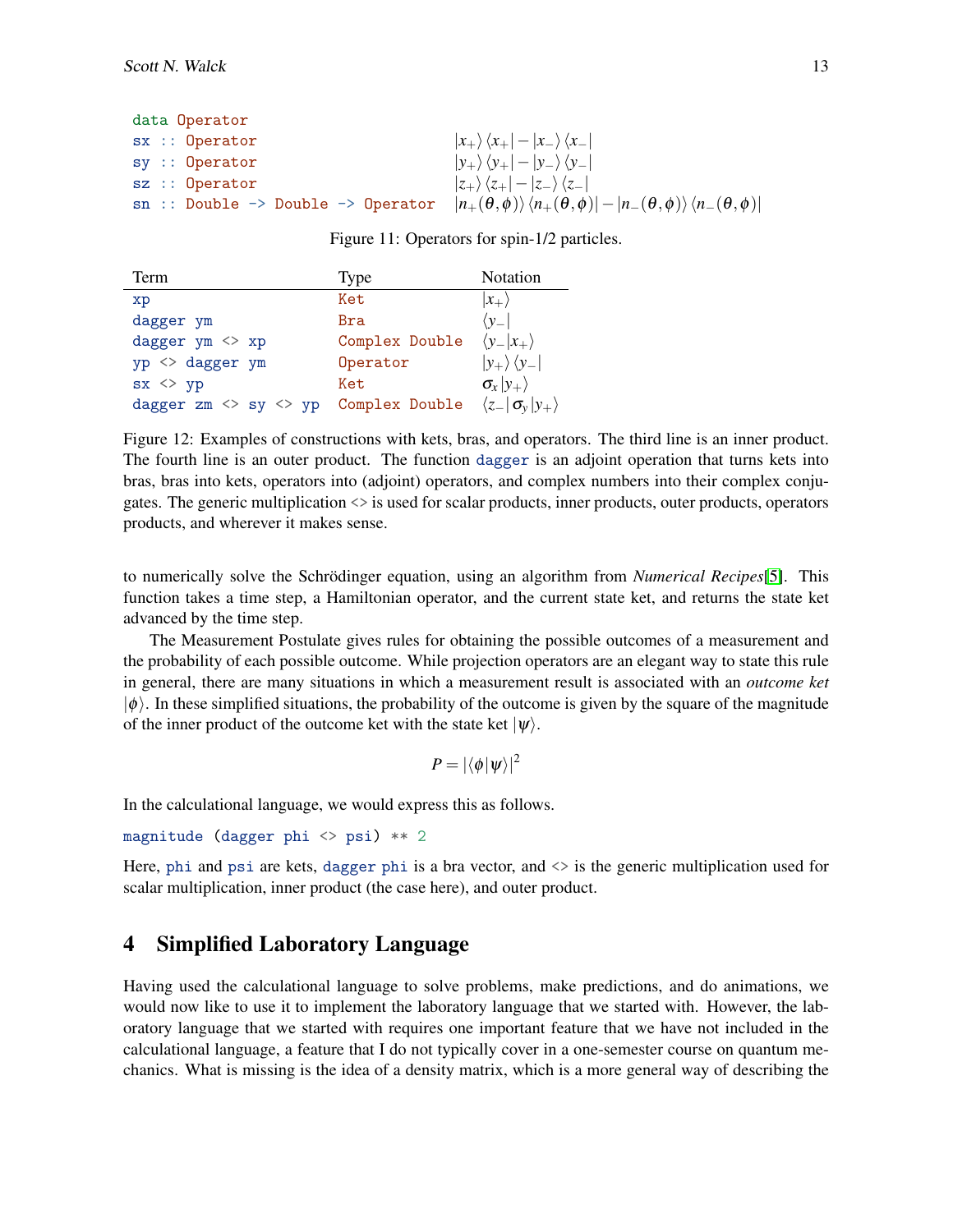```
data Operator
sx :: Operator                              
sy :: Operator                              
sz :: Operator                              
sn :: Double -> Double -> Operator          
```

| | |
|---|---|
| `data Operator` | |
| `sx :: Operator` | $\lvert x_+\rangle\langle x_+\rvert - \lvert x_-\rangle\langle x_-\rvert$ |
| `sy :: Operator` | $\lvert y_+\rangle\langle y_+\rvert - \lvert y_-\rangle\langle y_-\rvert$ |
| `sz :: Operator` | $\lvert z_+\rangle\langle z_+\rvert - \lvert z_-\rangle\langle z_-\rvert$ |
| `sn :: Double -> Double -> Operator` | $\lvert n_+(\theta,\phi)\rangle\langle n_+(\theta,\phi)\rvert - \lvert n_-(\theta,\phi)\rangle\langle n_-(\theta,\phi)\rvert$ |

Figure 11: Operators for spin-1/2 particles.

| Term | Type | Notation |
|---|---|---|
| `xp` | `Ket` | $\lvert x_+\rangle$ |
| `dagger ym` | `Bra` | $\langle y_-\rvert$ |
| `dagger ym <> xp` | `Complex Double` | $\langle y_-\lvert x_+\rangle$ |
| `yp <> dagger ym` | `Operator` | $\lvert y_+\rangle\langle y_-\rvert$ |
| `sx <> yp` | `Ket` | $\sigma_x\lvert y_+\rangle$ |
| `dagger zm <> sy <> yp` | `Complex Double` | $\langle z_-\rvert\sigma_y\lvert y_+\rangle$ |

Figure 12: Examples of constructions with kets, bras, and operators. The third line is an inner product. The fourth line is an outer product. The function `dagger` is an adjoint operation that turns kets into bras, bras into kets, operators into (adjoint) operators, and complex numbers into their complex conjugates. The generic multiplication <> is used for scalar products, inner products, outer products, operators products, and wherever it makes sense.

to numerically solve the Schrödinger equation, using an algorithm from *Numerical Recipes*[5]. This function takes a time step, a Hamiltonian operator, and the current state ket, and returns the state ket advanced by the time step.

The Measurement Postulate gives rules for obtaining the possible outcomes of a measurement and the probability of each possible outcome. While projection operators are an elegant way to state this rule in general, there are many situations in which a measurement result is associated with an *outcome ket* $\lvert\phi\rangle$. In these simplified situations, the probability of the outcome is given by the square of the magnitude of the inner product of the outcome ket with the state ket $\lvert\psi\rangle$.

$$P = \lvert\langle\phi\vert\psi\rangle\rvert^2$$

In the calculational language, we would express this as follows.

```
magnitude (dagger phi <> psi) ** 2
```

Here, `phi` and `psi` are kets, `dagger phi` is a bra vector, and <> is the generic multiplication used for scalar multiplication, inner product (the case here), and outer product.

## 4 Simplified Laboratory Language

Having used the calculational language to solve problems, make predictions, and do animations, we would now like to use it to implement the laboratory language that we started with. However, the laboratory language that we started with requires one important feature that we have not included in the calculational language, a feature that I do not typically cover in a one-semester course on quantum mechanics. What is missing is the idea of a density matrix, which is a more general way of describing the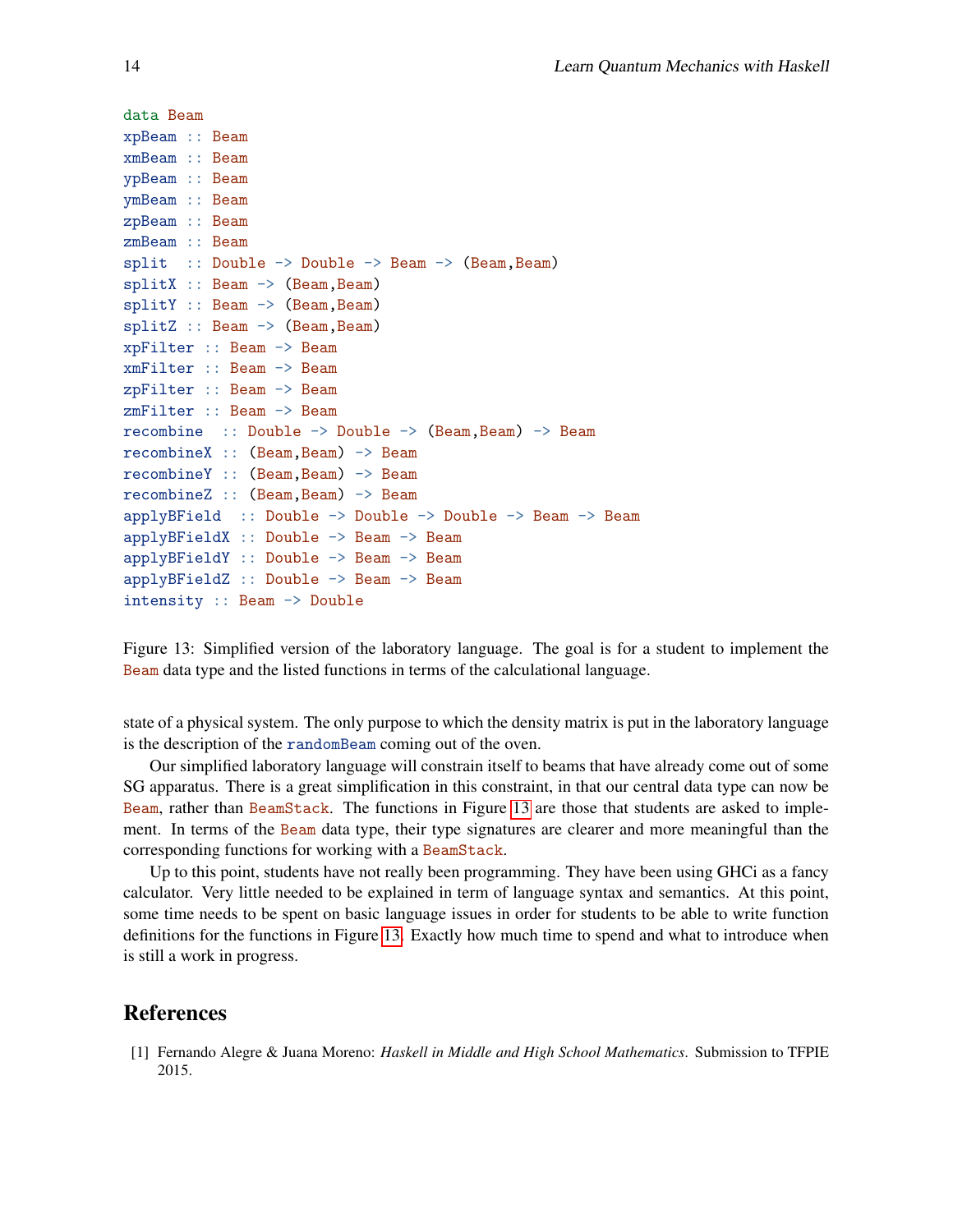```
data Beam
xpBeam :: Beam
xmBeam :: Beam
ypBeam :: Beam
ymBeam :: Beam
zpBeam :: Beam
zmBeam :: Beam
split  :: Double -> Double -> Beam -> (Beam,Beam)
splitX :: Beam -> (Beam,Beam)
splitY :: Beam -> (Beam,Beam)
splitZ :: Beam -> (Beam,Beam)
xpFilter :: Beam -> Beam
xmFilter :: Beam -> Beam
zpFilter :: Beam -> Beam
zmFilter :: Beam -> Beam
recombine  :: Double -> Double -> (Beam,Beam) -> Beam
recombineX :: (Beam,Beam) -> Beam
recombineY :: (Beam,Beam) -> Beam
recombineZ :: (Beam,Beam) -> Beam
applyBField  :: Double -> Double -> Double -> Beam -> Beam
applyBFieldX :: Double -> Beam -> Beam
applyBFieldY :: Double -> Beam -> Beam
applyBFieldZ :: Double -> Beam -> Beam
intensity :: Beam -> Double
```

Figure 13: Simplified version of the laboratory language. The goal is for a student to implement the `Beam` data type and the listed functions in terms of the calculational language.

state of a physical system. The only purpose to which the density matrix is put in the laboratory language is the description of the `randomBeam` coming out of the oven.

Our simplified laboratory language will constrain itself to beams that have already come out of some SG apparatus. There is a great simplification in this constraint, in that our central data type can now be `Beam`, rather than `BeamStack`. The functions in Figure 13 are those that students are asked to implement. In terms of the `Beam` data type, their type signatures are clearer and more meaningful than the corresponding functions for working with a `BeamStack`.

Up to this point, students have not really been programming. They have been using GHCi as a fancy calculator. Very little needed to be explained in term of language syntax and semantics. At this point, some time needs to be spent on basic language issues in order for students to be able to write function definitions for the functions in Figure 13. Exactly how much time to spend and what to introduce when is still a work in progress.

## References

[1] Fernando Alegre & Juana Moreno: *Haskell in Middle and High School Mathematics*. Submission to TFPIE 2015.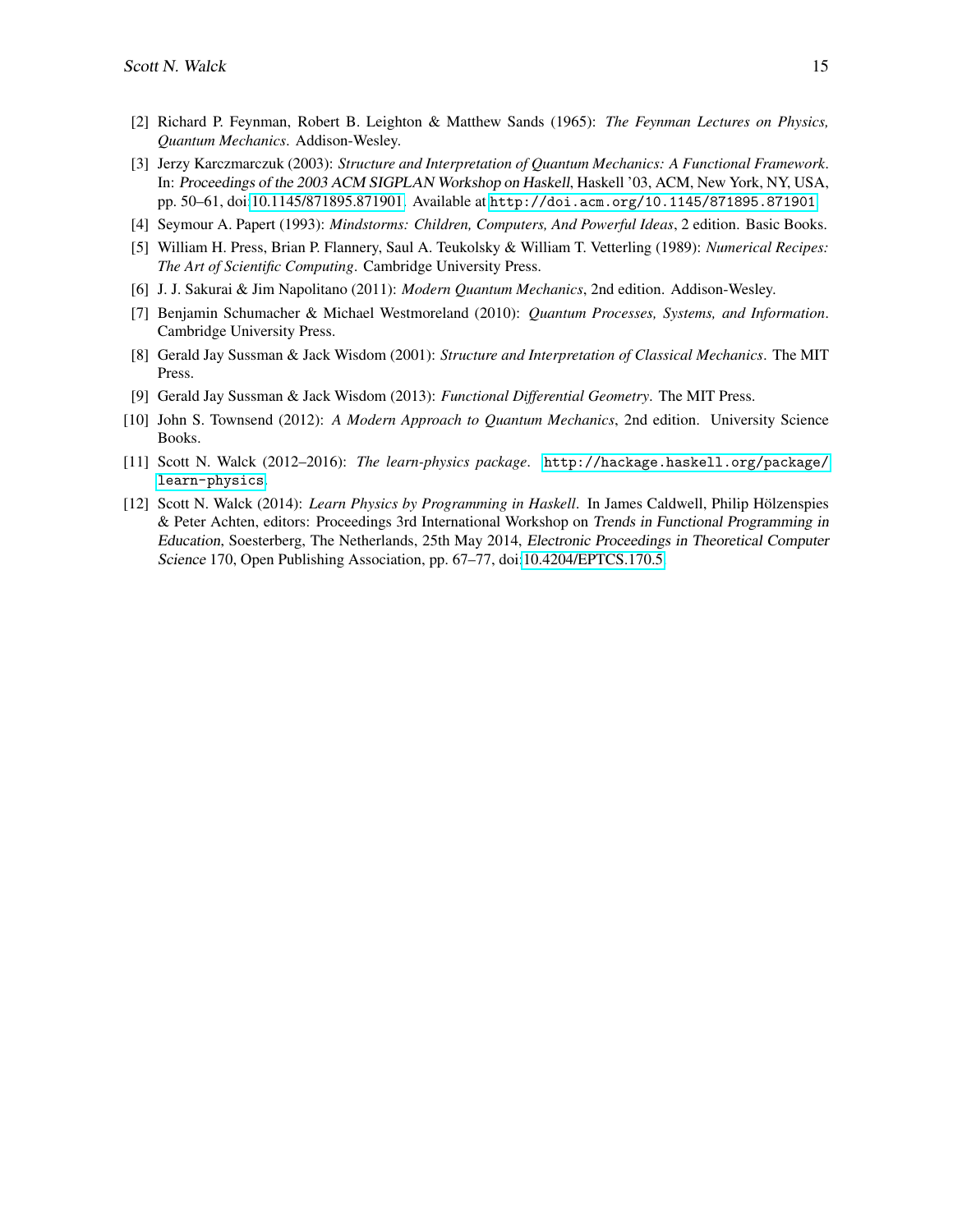[2] Richard P. Feynman, Robert B. Leighton & Matthew Sands (1965): *The Feynman Lectures on Physics, Quantum Mechanics*. Addison-Wesley.

[3] Jerzy Karczmarczuk (2003): *Structure and Interpretation of Quantum Mechanics: A Functional Framework*. In: *Proceedings of the 2003 ACM SIGPLAN Workshop on Haskell*, Haskell '03, ACM, New York, NY, USA, pp. 50–61, doi:10.1145/871895.871901. Available at `http://doi.acm.org/10.1145/871895.871901`.

[4] Seymour A. Papert (1993): *Mindstorms: Children, Computers, And Powerful Ideas*, 2 edition. Basic Books.

[5] William H. Press, Brian P. Flannery, Saul A. Teukolsky & William T. Vetterling (1989): *Numerical Recipes: The Art of Scientific Computing*. Cambridge University Press.

[6] J. J. Sakurai & Jim Napolitano (2011): *Modern Quantum Mechanics*, 2nd edition. Addison-Wesley.

[7] Benjamin Schumacher & Michael Westmoreland (2010): *Quantum Processes, Systems, and Information*. Cambridge University Press.

[8] Gerald Jay Sussman & Jack Wisdom (2001): *Structure and Interpretation of Classical Mechanics*. The MIT Press.

[9] Gerald Jay Sussman & Jack Wisdom (2013): *Functional Differential Geometry*. The MIT Press.

[10] John S. Townsend (2012): *A Modern Approach to Quantum Mechanics*, 2nd edition. University Science Books.

[11] Scott N. Walck (2012–2016): *The learn-physics package*. `http://hackage.haskell.org/package/learn-physics`.

[12] Scott N. Walck (2014): *Learn Physics by Programming in Haskell*. In James Caldwell, Philip Hölzenspies & Peter Achten, editors: Proceedings 3rd International Workshop on *Trends in Functional Programming in Education*, Soesterberg, The Netherlands, 25th May 2014, *Electronic Proceedings in Theoretical Computer Science* 170, Open Publishing Association, pp. 67–77, doi:10.4204/EPTCS.170.5.